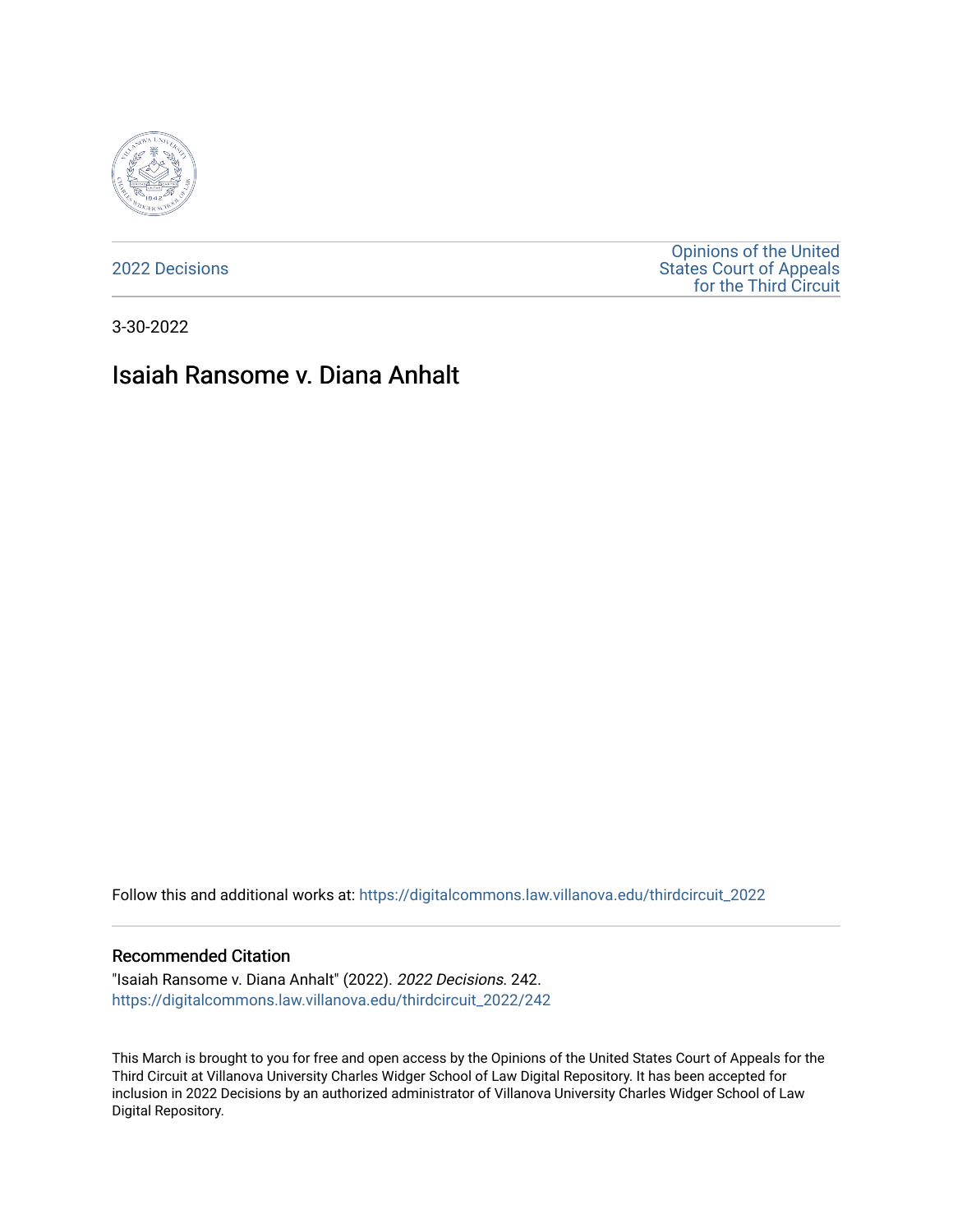2022 Decisions

Opinions of the United States Court of Appeals for the Third Circuit

3-30-2022

# Isaiah Ransome v. Diana Anhalt

Follow this and additional works at: https://digitalcommons.law.villanova.edu/thirdcircuit_2022

## Recommended Citation

"Isaiah Ransome v. Diana Anhalt" (2022). *2022 Decisions*. 242.
https://digitalcommons.law.villanova.edu/thirdcircuit_2022/242

This March is brought to you for free and open access by the Opinions of the United States Court of Appeals for the Third Circuit at Villanova University Charles Widger School of Law Digital Repository. It has been accepted for inclusion in 2022 Decisions by an authorized administrator of Villanova University Charles Widger School of Law Digital Repository.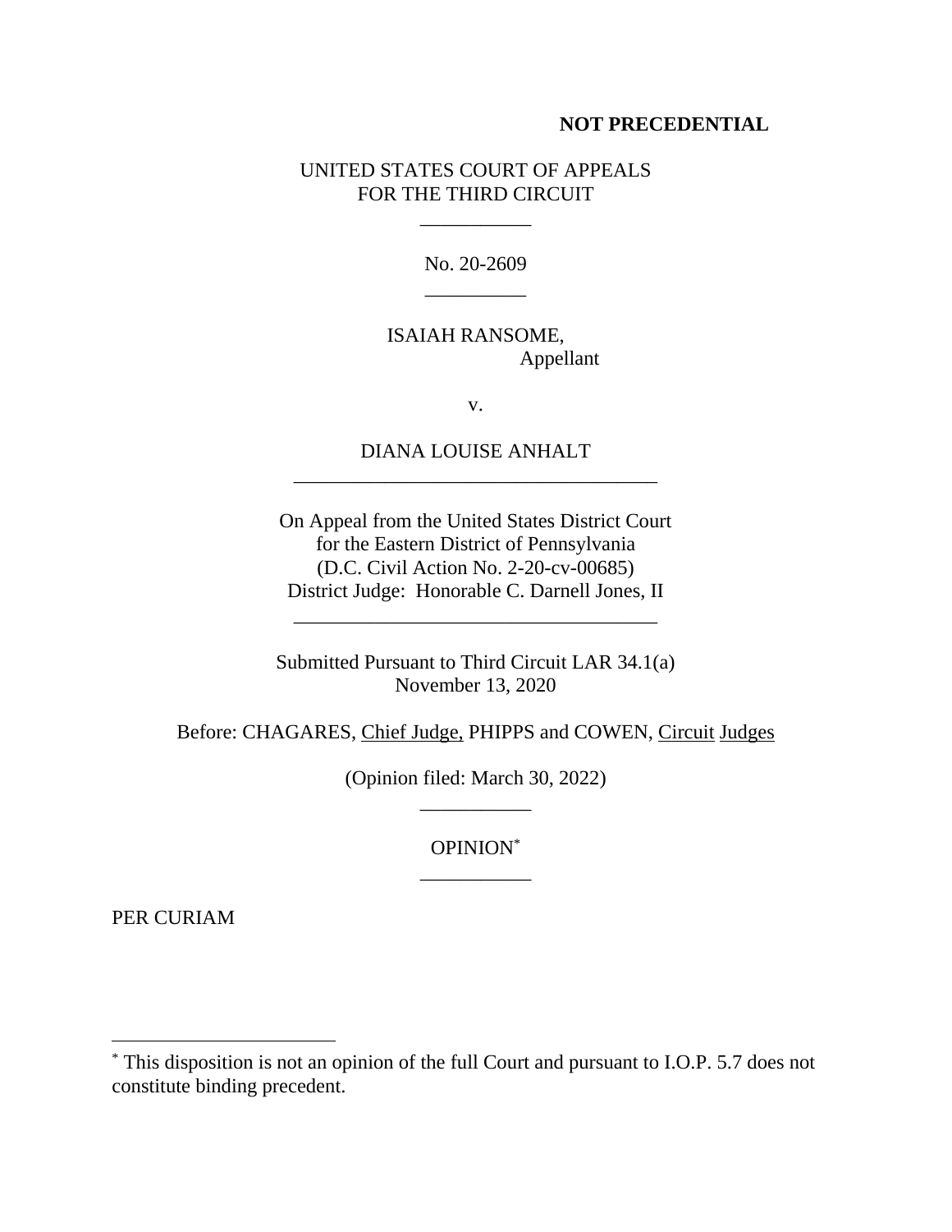**NOT PRECEDENTIAL**

UNITED STATES COURT OF APPEALS
FOR THE THIRD CIRCUIT

___________

No. 20-2609

__________

ISAIAH RANSOME,
Appellant

v.

DIANA LOUISE ANHALT

____________________________________

On Appeal from the United States District Court
for the Eastern District of Pennsylvania
(D.C. Civil Action No. 2-20-cv-00685)
District Judge: Honorable C. Darnell Jones, II

____________________________________

Submitted Pursuant to Third Circuit LAR 34.1(a)
November 13, 2020

Before: CHAGARES, Chief Judge, PHIPPS and COWEN, Circuit Judges

(Opinion filed: March 30, 2022)

___________

OPINION[*]

___________

PER CURIAM

---

[*] This disposition is not an opinion of the full Court and pursuant to I.O.P. 5.7 does not constitute binding precedent.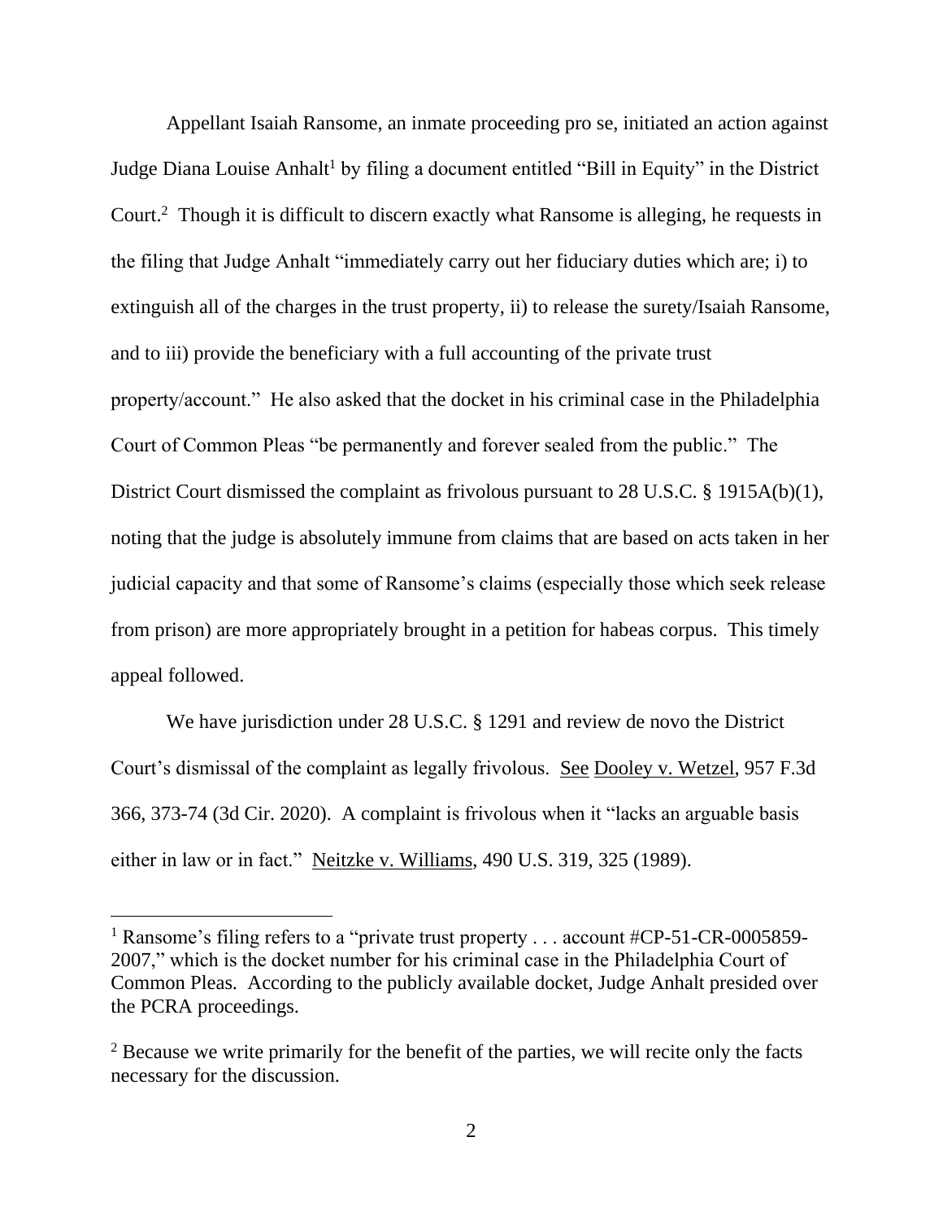Appellant Isaiah Ransome, an inmate proceeding pro se, initiated an action against Judge Diana Louise Anhalt[1] by filing a document entitled "Bill in Equity" in the District Court.[2] Though it is difficult to discern exactly what Ransome is alleging, he requests in the filing that Judge Anhalt "immediately carry out her fiduciary duties which are; i) to extinguish all of the charges in the trust property, ii) to release the surety/Isaiah Ransome, and to iii) provide the beneficiary with a full accounting of the private trust property/account." He also asked that the docket in his criminal case in the Philadelphia Court of Common Pleas "be permanently and forever sealed from the public." The District Court dismissed the complaint as frivolous pursuant to 28 U.S.C. § 1915A(b)(1), noting that the judge is absolutely immune from claims that are based on acts taken in her judicial capacity and that some of Ransome's claims (especially those which seek release from prison) are more appropriately brought in a petition for habeas corpus. This timely appeal followed.

We have jurisdiction under 28 U.S.C. § 1291 and review de novo the District Court's dismissal of the complaint as legally frivolous. See Dooley v. Wetzel, 957 F.3d 366, 373-74 (3d Cir. 2020). A complaint is frivolous when it "lacks an arguable basis either in law or in fact." Neitzke v. Williams, 490 U.S. 319, 325 (1989).

---

[1] Ransome's filing refers to a "private trust property . . . account #CP-51-CR-0005859-2007," which is the docket number for his criminal case in the Philadelphia Court of Common Pleas. According to the publicly available docket, Judge Anhalt presided over the PCRA proceedings.

[2] Because we write primarily for the benefit of the parties, we will recite only the facts necessary for the discussion.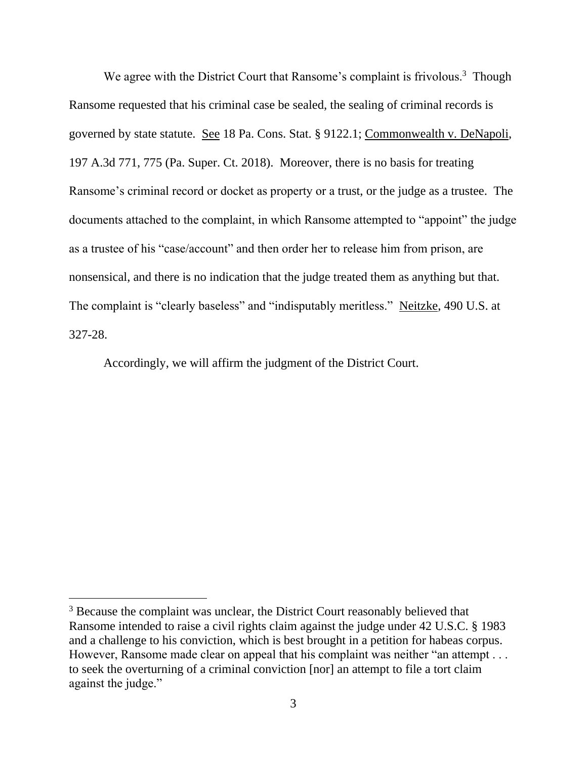We agree with the District Court that Ransome's complaint is frivolous.[3] Though Ransome requested that his criminal case be sealed, the sealing of criminal records is governed by state statute. See 18 Pa. Cons. Stat. § 9122.1; Commonwealth v. DeNapoli, 197 A.3d 771, 775 (Pa. Super. Ct. 2018). Moreover, there is no basis for treating Ransome's criminal record or docket as property or a trust, or the judge as a trustee. The documents attached to the complaint, in which Ransome attempted to "appoint" the judge as a trustee of his "case/account" and then order her to release him from prison, are nonsensical, and there is no indication that the judge treated them as anything but that. The complaint is "clearly baseless" and "indisputably meritless." Neitzke, 490 U.S. at 327-28.

Accordingly, we will affirm the judgment of the District Court.

---

[3] Because the complaint was unclear, the District Court reasonably believed that Ransome intended to raise a civil rights claim against the judge under 42 U.S.C. § 1983 and a challenge to his conviction, which is best brought in a petition for habeas corpus. However, Ransome made clear on appeal that his complaint was neither "an attempt . . . to seek the overturning of a criminal conviction [nor] an attempt to file a tort claim against the judge."